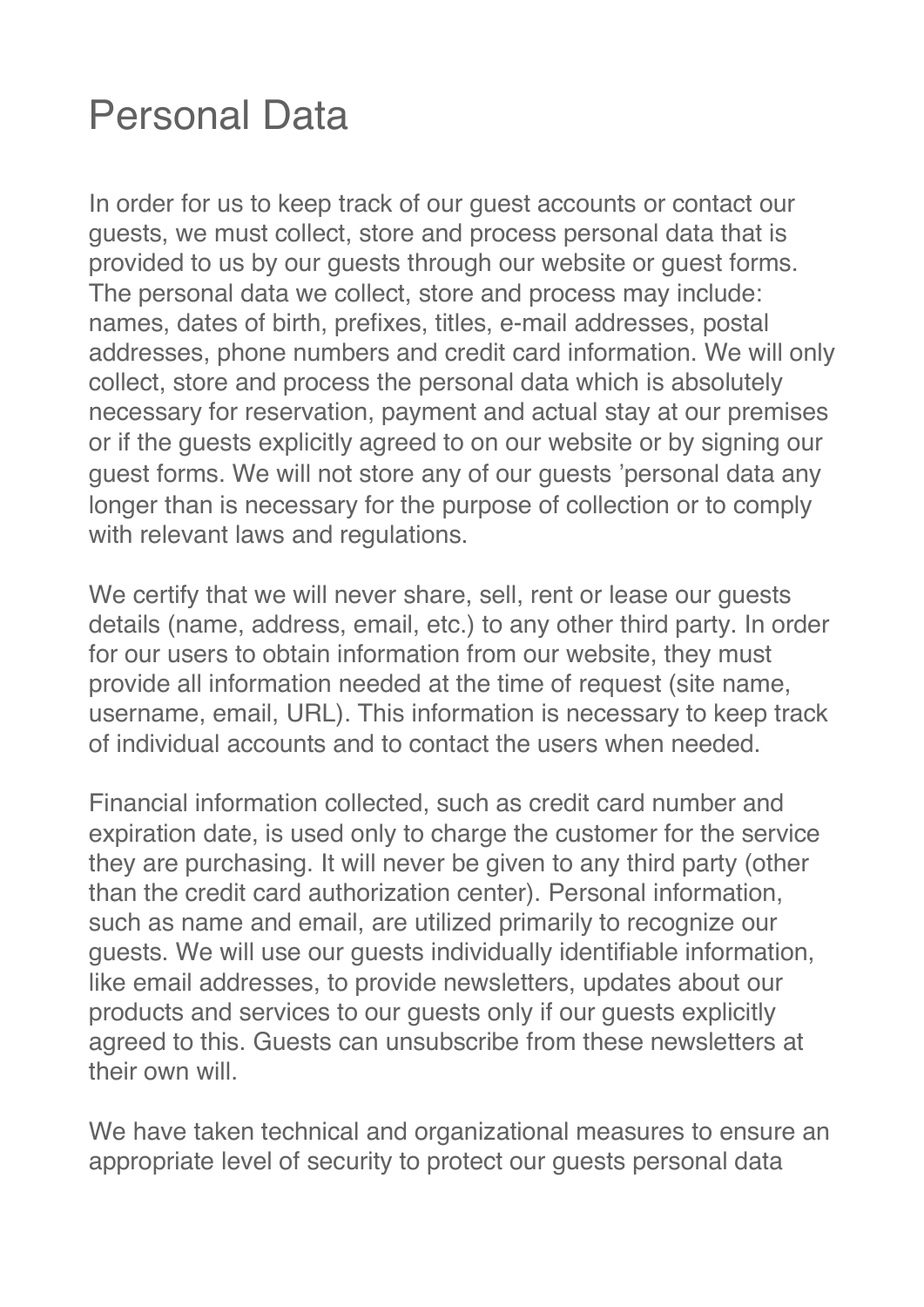# Personal Data

In order for us to keep track of our guest accounts or contact our guests, we must collect, store and process personal data that is provided to us by our guests through our website or guest forms. The personal data we collect, store and process may include: names, dates of birth, prefixes, titles, e-mail addresses, postal addresses, phone numbers and credit card information. We will only collect, store and process the personal data which is absolutely necessary for reservation, payment and actual stay at our premises or if the guests explicitly agreed to on our website or by signing our guest forms. We will not store any of our guests 'personal data any longer than is necessary for the purpose of collection or to comply with relevant laws and regulations.

We certify that we will never share, sell, rent or lease our guests details (name, address, email, etc.) to any other third party. In order for our users to obtain information from our website, they must provide all information needed at the time of request (site name, username, email, URL). This information is necessary to keep track of individual accounts and to contact the users when needed.

Financial information collected, such as credit card number and expiration date, is used only to charge the customer for the service they are purchasing. It will never be given to any third party (other than the credit card authorization center). Personal information, such as name and email, are utilized primarily to recognize our guests. We will use our guests individually identifiable information, like email addresses, to provide newsletters, updates about our products and services to our guests only if our guests explicitly agreed to this. Guests can unsubscribe from these newsletters at their own will.

We have taken technical and organizational measures to ensure an appropriate level of security to protect our guests personal data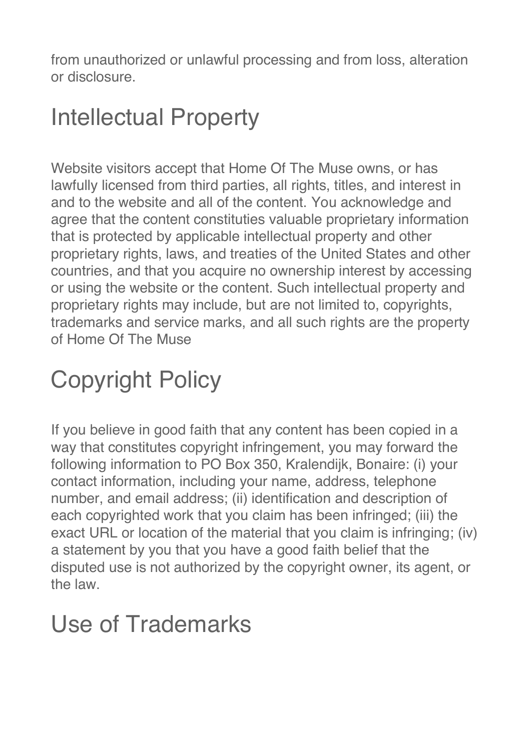from unauthorized or unlawful processing and from loss, alteration or disclosure.

## Intellectual Property

Website visitors accept that Home Of The Muse owns, or has lawfully licensed from third parties, all rights, titles, and interest in and to the website and all of the content. You acknowledge and agree that the content constituties valuable proprietary information that is protected by applicable intellectual property and other proprietary rights, laws, and treaties of the United States and other countries, and that you acquire no ownership interest by accessing or using the website or the content. Such intellectual property and proprietary rights may include, but are not limited to, copyrights, trademarks and service marks, and all such rights are the property of Home Of The Muse

## Copyright Policy

If you believe in good faith that any content has been copied in a way that constitutes copyright infringement, you may forward the following information to PO Box 350, Kralendijk, Bonaire: (i) your contact information, including your name, address, telephone number, and email address; (ii) identification and description of each copyrighted work that you claim has been infringed; (iii) the exact URL or location of the material that you claim is infringing; (iv) a statement by you that you have a good faith belief that the disputed use is not authorized by the copyright owner, its agent, or the law.

## Use of Trademarks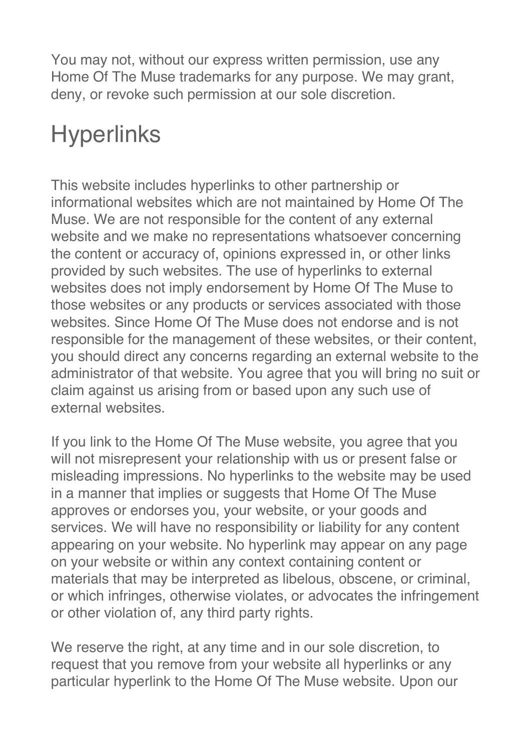You may not, without our express written permission, use any Home Of The Muse trademarks for any purpose. We may grant, deny, or revoke such permission at our sole discretion.

## Hyperlinks

This website includes hyperlinks to other partnership or informational websites which are not maintained by Home Of The Muse. We are not responsible for the content of any external website and we make no representations whatsoever concerning the content or accuracy of, opinions expressed in, or other links provided by such websites. The use of hyperlinks to external websites does not imply endorsement by Home Of The Muse to those websites or any products or services associated with those websites. Since Home Of The Muse does not endorse and is not responsible for the management of these websites, or their content, you should direct any concerns regarding an external website to the administrator of that website. You agree that you will bring no suit or claim against us arising from or based upon any such use of external websites.

If you link to the Home Of The Muse website, you agree that you will not misrepresent your relationship with us or present false or misleading impressions. No hyperlinks to the website may be used in a manner that implies or suggests that Home Of The Muse approves or endorses you, your website, or your goods and services. We will have no responsibility or liability for any content appearing on your website. No hyperlink may appear on any page on your website or within any context containing content or materials that may be interpreted as libelous, obscene, or criminal, or which infringes, otherwise violates, or advocates the infringement or other violation of, any third party rights.

We reserve the right, at any time and in our sole discretion, to request that you remove from your website all hyperlinks or any particular hyperlink to the Home Of The Muse website. Upon our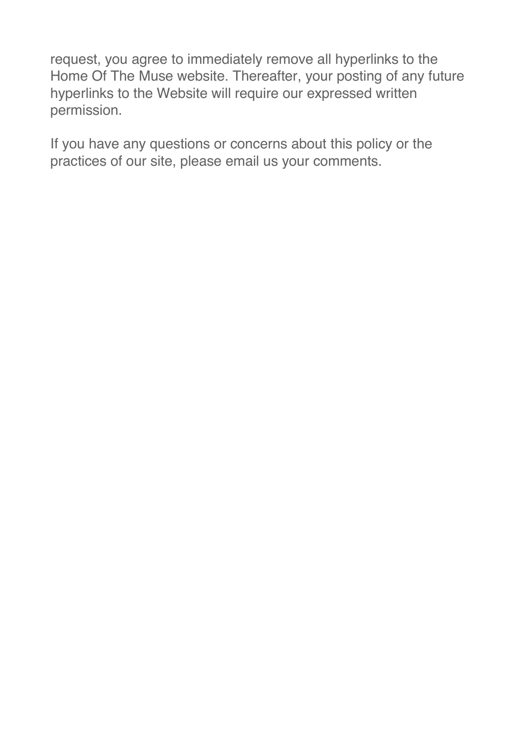request, you agree to immediately remove all hyperlinks to the Home Of The Muse website. Thereafter, your posting of any future hyperlinks to the Website will require our expressed written permission.

If you have any questions or concerns about this policy or the practices of our site, please email us your comments.